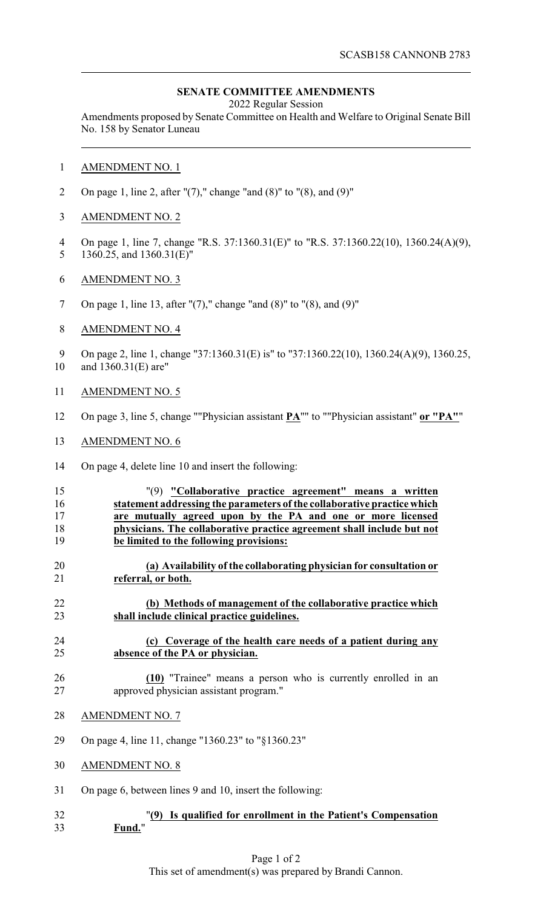SCASB158 CANNONB 2783

## SENATE COMMITTEE AMENDMENTS

2022 Regular Session

Amendments proposed by Senate Committee on Health and Welfare to Original Senate Bill No. 158 by Senator Luneau

AMENDMENT NO. 1

On page 1, line 2, after "(7)," change "and (8)" to "(8), and (9)"

AMENDMENT NO. 2

On page 1, line 7, change "R.S. 37:1360.31(E)" to "R.S. 37:1360.22(10), 1360.24(A)(9), 1360.25, and 1360.31(E)"

AMENDMENT NO. 3

On page 1, line 13, after "(7)," change "and (8)" to "(8), and (9)"

AMENDMENT NO. 4

On page 2, line 1, change "37:1360.31(E) is" to "37:1360.22(10), 1360.24(A)(9), 1360.25, and 1360.31(E) are"

AMENDMENT NO. 5

On page 3, line 5, change ""Physician assistant **PA**"" to ""Physician assistant" **or "PA"**"

AMENDMENT NO. 6

On page 4, delete line 10 and insert the following:

"(9) **"Collaborative practice agreement" means a written statement addressing the parameters of the collaborative practice which are mutually agreed upon by the PA and one or more licensed physicians. The collaborative practice agreement shall include but not be limited to the following provisions:**

**(a) Availability of the collaborating physician for consultation or referral, or both.**

**(b) Methods of management of the collaborative practice which shall include clinical practice guidelines.**

**(c) Coverage of the health care needs of a patient during any absence of the PA or physician.**

**(10)** "Trainee" means a person who is currently enrolled in an approved physician assistant program."

AMENDMENT NO. 7

On page 4, line 11, change "1360.23" to "§1360.23"

AMENDMENT NO. 8

On page 6, between lines 9 and 10, insert the following:

"**(9) Is qualified for enrollment in the Patient's Compensation Fund.**"

This set of amendment(s) was prepared by Brandi Cannon.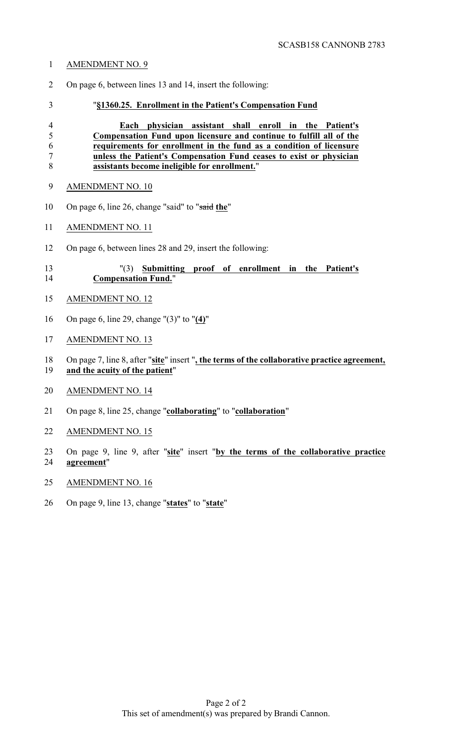AMENDMENT NO. 9

On page 6, between lines 13 and 14, insert the following:

"**§1360.25. Enrollment in the Patient's Compensation Fund**

**Each physician assistant shall enroll in the Patient's Compensation Fund upon licensure and continue to fulfill all of the requirements for enrollment in the fund as a condition of licensure unless the Patient's Compensation Fund ceases to exist or physician assistants become ineligible for enrollment.**"

AMENDMENT NO. 10

On page 6, line 26, change "said" to "~~said~~ **the**"

AMENDMENT NO. 11

On page 6, between lines 28 and 29, insert the following:

"(3) **Submitting proof of enrollment in the Patient's Compensation Fund.**"

AMENDMENT NO. 12

On page 6, line 29, change "(3)" to "**(4)**"

AMENDMENT NO. 13

On page 7, line 8, after "**site**" insert "**, the terms of the collaborative practice agreement, and the acuity of the patient**"

AMENDMENT NO. 14

On page 8, line 25, change "**collaborating**" to "**collaboration**"

AMENDMENT NO. 15

On page 9, line 9, after "**site**" insert "**by the terms of the collaborative practice agreement**"

AMENDMENT NO. 16

On page 9, line 13, change "**states**" to "**state**"

This set of amendment(s) was prepared by Brandi Cannon.